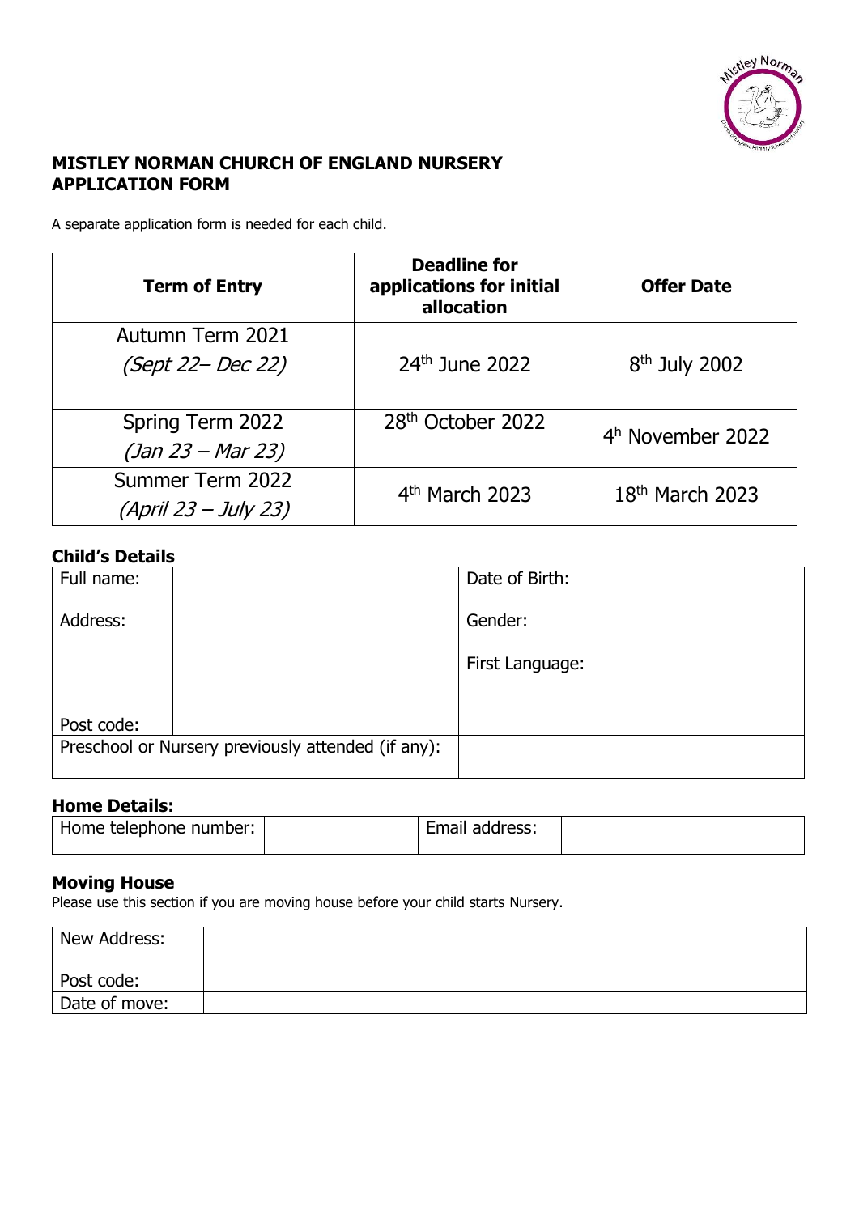**MISTLEY NORMAN CHURCH OF ENGLAND NURSERY APPLICATION FORM**

A separate application form is needed for each child.

| Term of Entry | Deadline for applications for initial allocation | Offer Date |
|---|---|---|
| Autumn Term 2021 *(Sept 22– Dec 22)* | 24th June 2022 | 8th July 2002 |
| Spring Term 2022 *(Jan 23 – Mar 23)* | 28th October 2022 | 4h November 2022 |
| Summer Term 2022 *(April 23 – July 23)* | 4th March 2023 | 18th March 2023 |

### Child's Details

| Full name: | | Date of Birth: | |
|---|---|---|---|
| Address: | | Gender: | |
| | | First Language: | |
| Post code: | | | |
| Preschool or Nursery previously attended (if any): | | | |

### Home Details:

| Home telephone number: | | Email address: | |
|---|---|---|---|

### Moving House

Please use this section if you are moving house before your child starts Nursery.

| New Address: Post code: | |
|---|---|
| Date of move: | |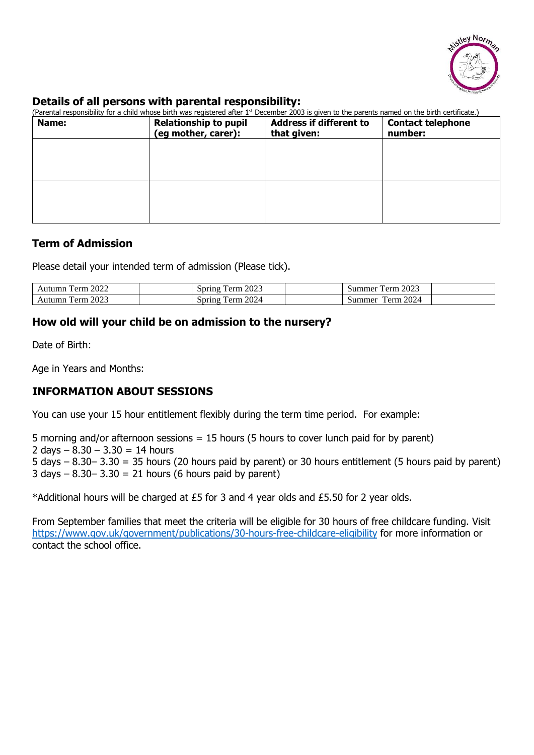## Details of all persons with parental responsibility:

(Parental responsibility for a child whose birth was registered after 1st December 2003 is given to the parents named on the birth certificate.)

| Name: | Relationship to pupil (eg mother, carer): | Address if different to that given: | Contact telephone number: |
|---|---|---|---|
| | | | |
| | | | |

## Term of Admission

Please detail your intended term of admission (Please tick).

| Autumn Term 2022 | | Spring Term 2023 | | Summer Term 2023 | |
|---|---|---|---|---|---|
| Autumn Term 2023 | | Spring Term 2024 | | Summer Term 2024 | |

## How old will your child be on admission to the nursery?

Date of Birth:

Age in Years and Months:

## INFORMATION ABOUT SESSIONS

You can use your 15 hour entitlement flexibly during the term time period. For example:

5 morning and/or afternoon sessions = 15 hours (5 hours to cover lunch paid for by parent)
2 days – 8.30 – 3.30 = 14 hours
5 days – 8.30– 3.30 = 35 hours (20 hours paid by parent) or 30 hours entitlement (5 hours paid by parent)
3 days – 8.30– 3.30 = 21 hours (6 hours paid by parent)

*Additional hours will be charged at £5 for 3 and 4 year olds and £5.50 for 2 year olds.

From September families that meet the criteria will be eligible for 30 hours of free childcare funding. Visit https://www.gov.uk/government/publications/30-hours-free-childcare-eligibility for more information or contact the school office.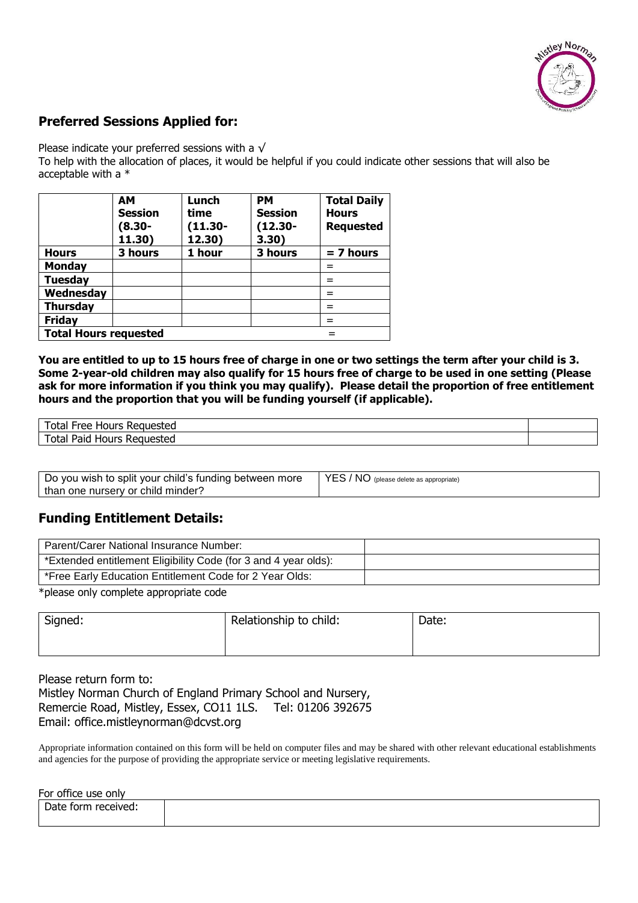## Preferred Sessions Applied for:

Please indicate your preferred sessions with a √

To help with the allocation of places, it would be helpful if you could indicate other sessions that will also be acceptable with a *

| | AM Session (8.30-11.30) | Lunch time (11.30-12.30) | PM Session (12.30-3.30) | Total Daily Hours Requested |
|---|---|---|---|---|
| **Hours** | **3 hours** | **1 hour** | **3 hours** | **= 7 hours** |
| **Monday** | | | | = |
| **Tuesday** | | | | = |
| **Wednesday** | | | | = |
| **Thursday** | | | | = |
| **Friday** | | | | = |
| **Total Hours requested** | | | | = |

**You are entitled to up to 15 hours free of charge in one or two settings the term after your child is 3. Some 2-year-old children may also qualify for 15 hours free of charge to be used in one setting (Please ask for more information if you think you may qualify). Please detail the proportion of free entitlement hours and the proportion that you will be funding yourself (if applicable).**

| | |
|---|---|
| Total Free Hours Requested | |
| Total Paid Hours Requested | |

| | |
|---|---|
| Do you wish to split your child's funding between more than one nursery or child minder? | YES / NO (please delete as appropriate) |

## Funding Entitlement Details:

| | |
|---|---|
| Parent/Carer National Insurance Number: | |
| *Extended entitlement Eligibility Code (for 3 and 4 year olds): | |
| *Free Early Education Entitlement Code for 2 Year Olds: | |

*please only complete appropriate code

| | | |
|---|---|---|
| Signed: | Relationship to child: | Date: |

Please return form to:
Mistley Norman Church of England Primary School and Nursery,
Remercie Road, Mistley, Essex, CO11 1LS. Tel: 01206 392675
Email: office.mistleynorman@dcvst.org

Appropriate information contained on this form will be held on computer files and may be shared with other relevant educational establishments and agencies for the purpose of providing the appropriate service or meeting legislative requirements.

For office use only

| | |
|---|---|
| Date form received: | |